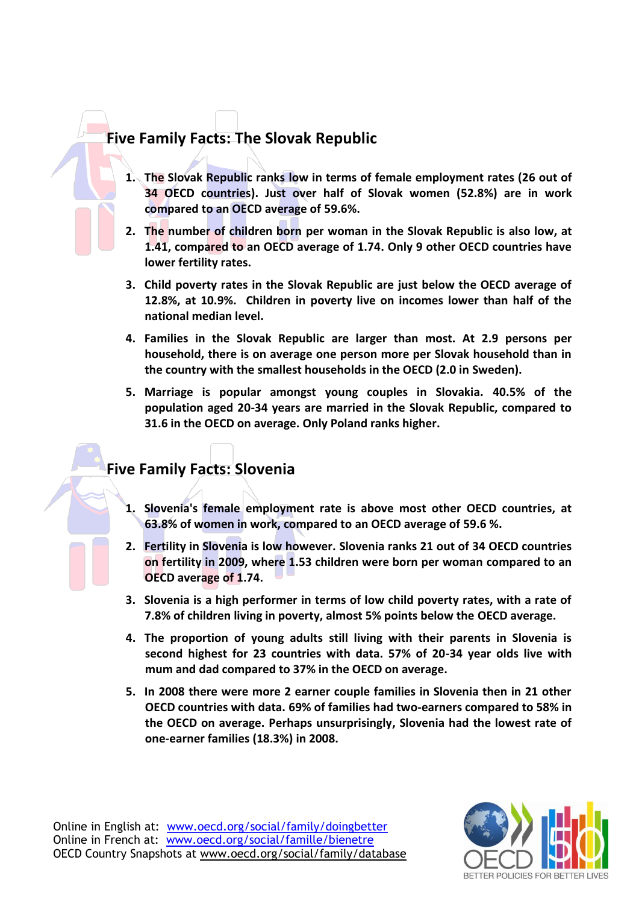## Five Family Facts: The Slovak Republic

1. **The Slovak Republic ranks low in terms of female employment rates (26 out of 34 OECD countries). Just over half of Slovak women (52.8%) are in work compared to an OECD average of 59.6%.**
2. **The number of children born per woman in the Slovak Republic is also low, at 1.41, compared to an OECD average of 1.74. Only 9 other OECD countries have lower fertility rates.**
3. **Child poverty rates in the Slovak Republic are just below the OECD average of 12.8%, at 10.9%. Children in poverty live on incomes lower than half of the national median level.**
4. **Families in the Slovak Republic are larger than most. At 2.9 persons per household, there is on average one person more per Slovak household than in the country with the smallest households in the OECD (2.0 in Sweden).**
5. **Marriage is popular amongst young couples in Slovakia. 40.5% of the population aged 20-34 years are married in the Slovak Republic, compared to 31.6 in the OECD on average. Only Poland ranks higher.**

## Five Family Facts: Slovenia

1. **Slovenia's female employment rate is above most other OECD countries, at 63.8% of women in work, compared to an OECD average of 59.6 %.**
2. **Fertility in Slovenia is low however. Slovenia ranks 21 out of 34 OECD countries on fertility in 2009, where 1.53 children were born per woman compared to an OECD average of 1.74.**
3. **Slovenia is a high performer in terms of low child poverty rates, with a rate of 7.8% of children living in poverty, almost 5% points below the OECD average.**
4. **The proportion of young adults still living with their parents in Slovenia is second highest for 23 countries with data. 57% of 20-34 year olds live with mum and dad compared to 37% in the OECD on average.**
5. **In 2008 there were more 2 earner couple families in Slovenia then in 21 other OECD countries with data. 69% of families had two-earners compared to 58% in the OECD on average. Perhaps unsurprisingly, Slovenia had the lowest rate of one-earner families (18.3%) in 2008.**

Online in English at: www.oecd.org/social/family/doingbetter
Online in French at: www.oecd.org/social/famille/bienetre
OECD Country Snapshots at www.oecd.org/social/family/database

OECD BETTER POLICIES FOR BETTER LIVES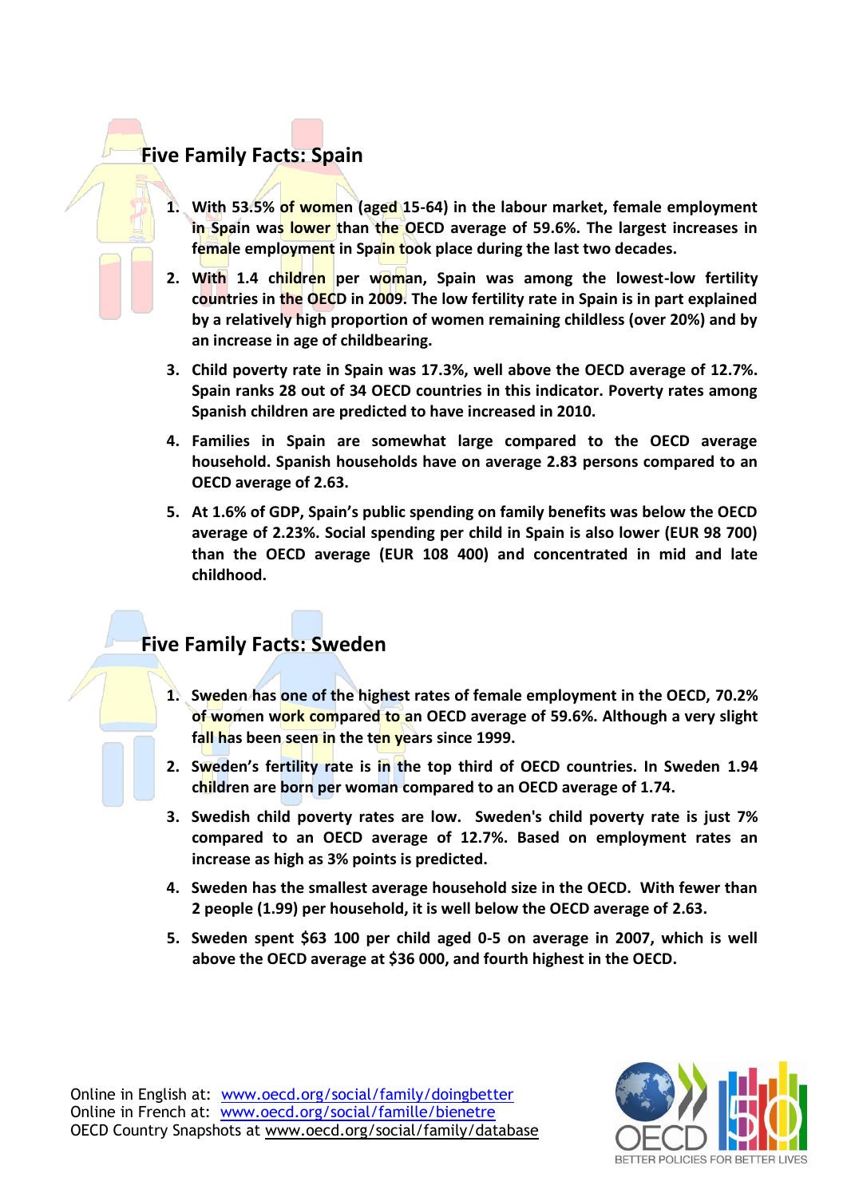## Five Family Facts: Spain

1. **With 53.5% of women (aged 15-64) in the labour market, female employment in Spain was lower than the OECD average of 59.6%. The largest increases in female employment in Spain took place during the last two decades.**
2. **With 1.4 children per woman, Spain was among the lowest-low fertility countries in the OECD in 2009. The low fertility rate in Spain is in part explained by a relatively high proportion of women remaining childless (over 20%) and by an increase in age of childbearing.**
3. **Child poverty rate in Spain was 17.3%, well above the OECD average of 12.7%. Spain ranks 28 out of 34 OECD countries in this indicator. Poverty rates among Spanish children are predicted to have increased in 2010.**
4. **Families in Spain are somewhat large compared to the OECD average household. Spanish households have on average 2.83 persons compared to an OECD average of 2.63.**
5. **At 1.6% of GDP, Spain's public spending on family benefits was below the OECD average of 2.23%. Social spending per child in Spain is also lower (EUR 98 700) than the OECD average (EUR 108 400) and concentrated in mid and late childhood.**

## Five Family Facts: Sweden

1. **Sweden has one of the highest rates of female employment in the OECD, 70.2% of women work compared to an OECD average of 59.6%. Although a very slight fall has been seen in the ten years since 1999.**
2. **Sweden's fertility rate is in the top third of OECD countries. In Sweden 1.94 children are born per woman compared to an OECD average of 1.74.**
3. **Swedish child poverty rates are low. Sweden's child poverty rate is just 7% compared to an OECD average of 12.7%. Based on employment rates an increase as high as 3% points is predicted.**
4. **Sweden has the smallest average household size in the OECD. With fewer than 2 people (1.99) per household, it is well below the OECD average of 2.63.**
5. **Sweden spent $63 100 per child aged 0-5 on average in 2007, which is well above the OECD average at $36 000, and fourth highest in the OECD.**

Online in English at: www.oecd.org/social/family/doingbetter
Online in French at: www.oecd.org/social/famille/bienetre
OECD Country Snapshots at www.oecd.org/social/family/database

OECD 50 BETTER POLICIES FOR BETTER LIVES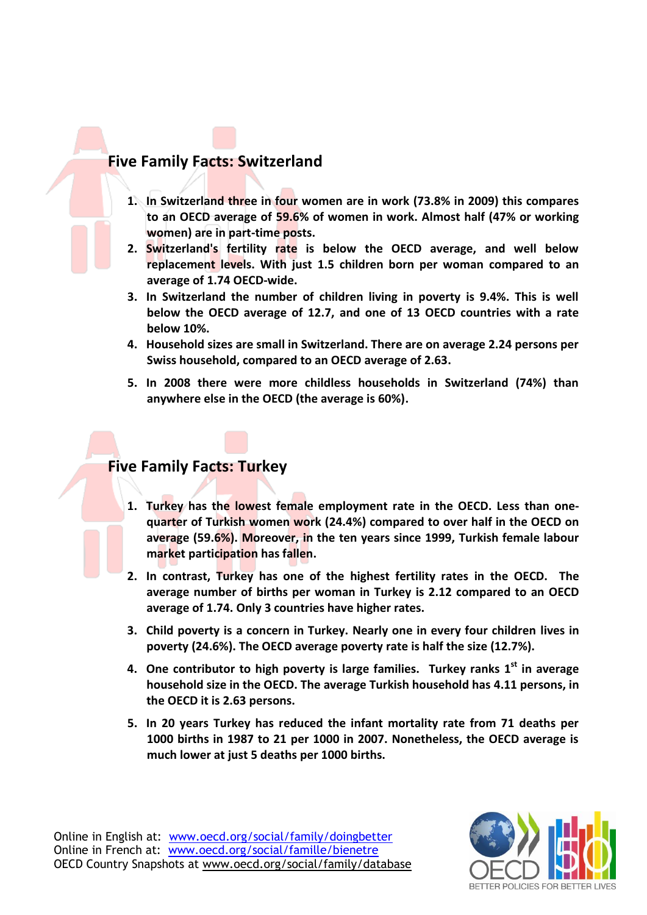## Five Family Facts: Switzerland

1. **In Switzerland three in four women are in work (73.8% in 2009) this compares to an OECD average of 59.6% of women in work. Almost half (47% or working women) are in part-time posts.**
2. **Switzerland's fertility rate is below the OECD average, and well below replacement levels. With just 1.5 children born per woman compared to an average of 1.74 OECD-wide.**
3. **In Switzerland the number of children living in poverty is 9.4%. This is well below the OECD average of 12.7, and one of 13 OECD countries with a rate below 10%.**
4. **Household sizes are small in Switzerland. There are on average 2.24 persons per Swiss household, compared to an OECD average of 2.63.**
5. **In 2008 there were more childless households in Switzerland (74%) than anywhere else in the OECD (the average is 60%).**

## Five Family Facts: Turkey

1. **Turkey has the lowest female employment rate in the OECD. Less than one-quarter of Turkish women work (24.4%) compared to over half in the OECD on average (59.6%). Moreover, in the ten years since 1999, Turkish female labour market participation has fallen.**
2. **In contrast, Turkey has one of the highest fertility rates in the OECD. The average number of births per woman in Turkey is 2.12 compared to an OECD average of 1.74. Only 3 countries have higher rates.**
3. **Child poverty is a concern in Turkey. Nearly one in every four children lives in poverty (24.6%). The OECD average poverty rate is half the size (12.7%).**
4. **One contributor to high poverty is large families. Turkey ranks 1st in average household size in the OECD. The average Turkish household has 4.11 persons, in the OECD it is 2.63 persons.**
5. **In 20 years Turkey has reduced the infant mortality rate from 71 deaths per 1000 births in 1987 to 21 per 1000 in 2007. Nonetheless, the OECD average is much lower at just 5 deaths per 1000 births.**

Online in English at: www.oecd.org/social/family/doingbetter
Online in French at: www.oecd.org/social/famille/bienetre
OECD Country Snapshots at www.oecd.org/social/family/database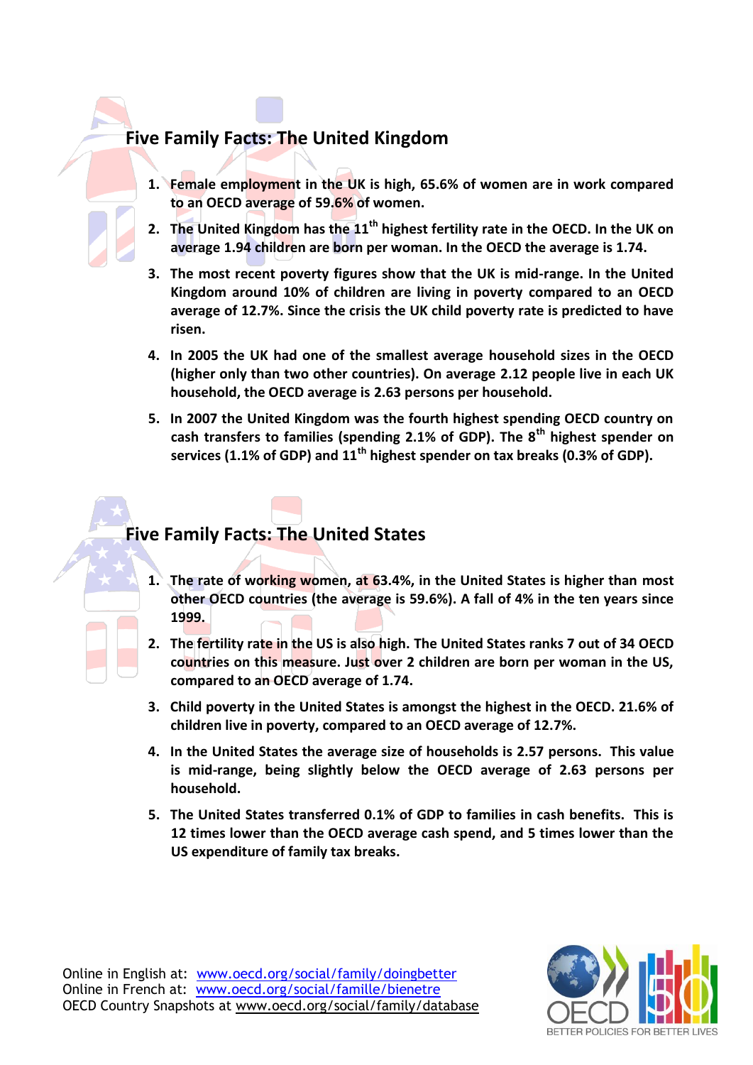## Five Family Facts: The United Kingdom

1. Female employment in the UK is high, 65.6% of women are in work compared to an OECD average of 59.6% of women.
2. The United Kingdom has the 11th highest fertility rate in the OECD. In the UK on average 1.94 children are born per woman. In the OECD the average is 1.74.
3. The most recent poverty figures show that the UK is mid-range. In the United Kingdom around 10% of children are living in poverty compared to an OECD average of 12.7%. Since the crisis the UK child poverty rate is predicted to have risen.
4. In 2005 the UK had one of the smallest average household sizes in the OECD (higher only than two other countries). On average 2.12 people live in each UK household, the OECD average is 2.63 persons per household.
5. In 2007 the United Kingdom was the fourth highest spending OECD country on cash transfers to families (spending 2.1% of GDP). The 8th highest spender on services (1.1% of GDP) and 11th highest spender on tax breaks (0.3% of GDP).

## Five Family Facts: The United States

1. The rate of working women, at 63.4%, in the United States is higher than most other OECD countries (the average is 59.6%). A fall of 4% in the ten years since 1999.
2. The fertility rate in the US is also high. The United States ranks 7 out of 34 OECD countries on this measure. Just over 2 children are born per woman in the US, compared to an OECD average of 1.74.
3. Child poverty in the United States is amongst the highest in the OECD. 21.6% of children live in poverty, compared to an OECD average of 12.7%.
4. In the United States the average size of households is 2.57 persons. This value is mid-range, being slightly below the OECD average of 2.63 persons per household.
5. The United States transferred 0.1% of GDP to families in cash benefits. This is 12 times lower than the OECD average cash spend, and 5 times lower than the US expenditure of family tax breaks.

Online in English at: www.oecd.org/social/family/doingbetter
Online in French at: www.oecd.org/social/famille/bienetre
OECD Country Snapshots at www.oecd.org/social/family/database

OECD 50 BETTER POLICIES FOR BETTER LIVES